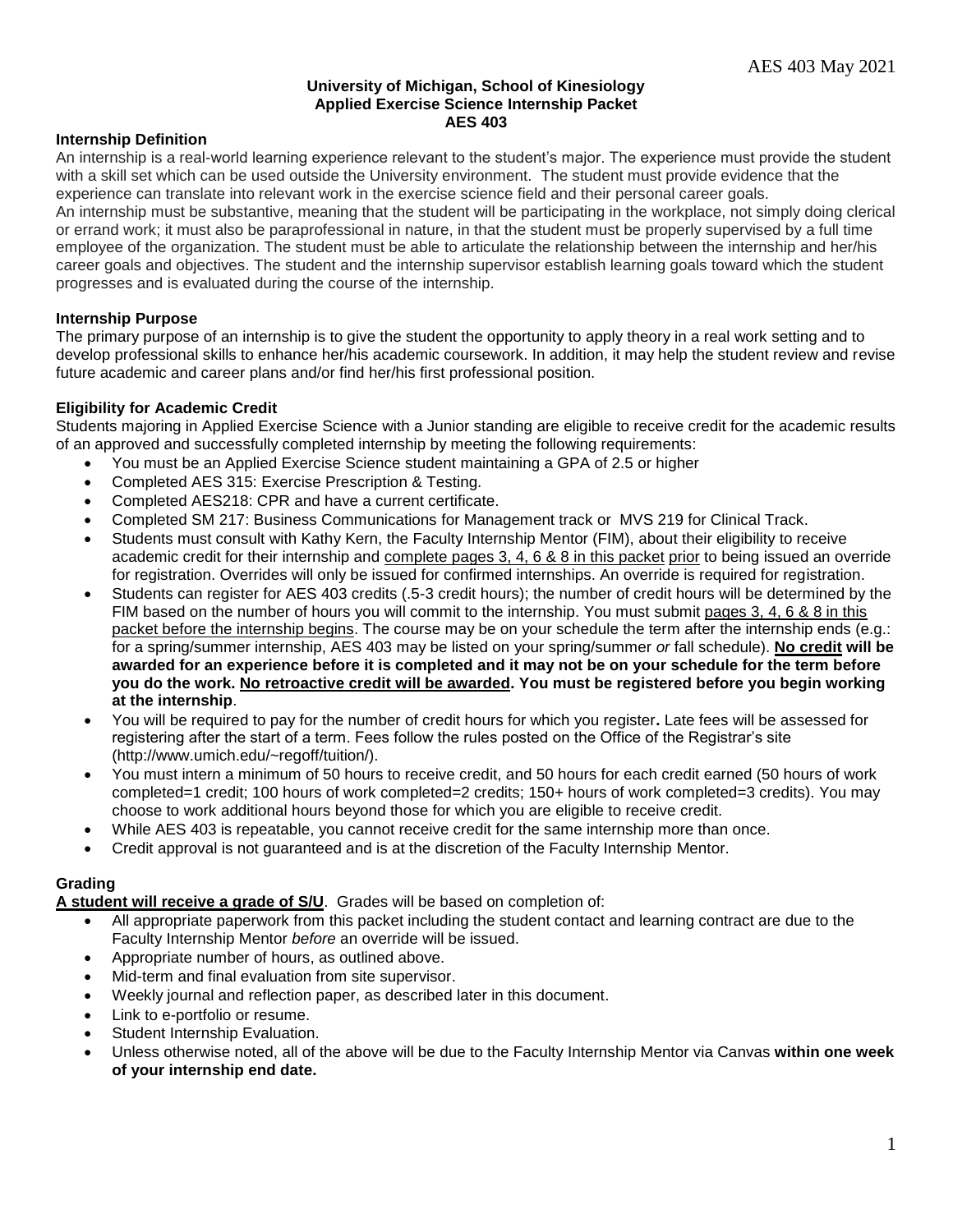**University of Michigan, School of Kinesiology**
**Applied Exercise Science Internship Packet**
**AES 403**

### Internship Definition

An internship is a real-world learning experience relevant to the student's major. The experience must provide the student with a skill set which can be used outside the University environment. The student must provide evidence that the experience can translate into relevant work in the exercise science field and their personal career goals.

An internship must be substantive, meaning that the student will be participating in the workplace, not simply doing clerical or errand work; it must also be paraprofessional in nature, in that the student must be properly supervised by a full time employee of the organization. The student must be able to articulate the relationship between the internship and her/his career goals and objectives. The student and the internship supervisor establish learning goals toward which the student progresses and is evaluated during the course of the internship.

### Internship Purpose

The primary purpose of an internship is to give the student the opportunity to apply theory in a real work setting and to develop professional skills to enhance her/his academic coursework. In addition, it may help the student review and revise future academic and career plans and/or find her/his first professional position.

### Eligibility for Academic Credit

Students majoring in Applied Exercise Science with a Junior standing are eligible to receive credit for the academic results of an approved and successfully completed internship by meeting the following requirements:

- You must be an Applied Exercise Science student maintaining a GPA of 2.5 or higher
- Completed AES 315: Exercise Prescription & Testing.
- Completed AES218: CPR and have a current certificate.
- Completed SM 217: Business Communications for Management track or MVS 219 for Clinical Track.
- Students must consult with Kathy Kern, the Faculty Internship Mentor (FIM), about their eligibility to receive academic credit for their internship and complete pages 3, 4, 6 & 8 in this packet prior to being issued an override for registration. Overrides will only be issued for confirmed internships. An override is required for registration.
- Students can register for AES 403 credits (.5-3 credit hours); the number of credit hours will be determined by the FIM based on the number of hours you will commit to the internship. You must submit pages 3, 4, 6 & 8 in this packet before the internship begins. The course may be on your schedule the term after the internship ends (e.g.: for a spring/summer internship, AES 403 may be listed on your spring/summer *or* fall schedule). **No credit will be awarded for an experience before it is completed and it may not be on your schedule for the term before you do the work. No retroactive credit will be awarded. You must be registered before you begin working at the internship**.
- You will be required to pay for the number of credit hours for which you register**.** Late fees will be assessed for registering after the start of a term. Fees follow the rules posted on the Office of the Registrar's site (http://www.umich.edu/~regoff/tuition/).
- You must intern a minimum of 50 hours to receive credit, and 50 hours for each credit earned (50 hours of work completed=1 credit; 100 hours of work completed=2 credits; 150+ hours of work completed=3 credits). You may choose to work additional hours beyond those for which you are eligible to receive credit.
- While AES 403 is repeatable, you cannot receive credit for the same internship more than once.
- Credit approval is not guaranteed and is at the discretion of the Faculty Internship Mentor.

### Grading

**A student will receive a grade of S/U**. Grades will be based on completion of:

- All appropriate paperwork from this packet including the student contact and learning contract are due to the Faculty Internship Mentor *before* an override will be issued.
- Appropriate number of hours, as outlined above.
- Mid-term and final evaluation from site supervisor.
- Weekly journal and reflection paper, as described later in this document.
- Link to e-portfolio or resume.
- Student Internship Evaluation.
- Unless otherwise noted, all of the above will be due to the Faculty Internship Mentor via Canvas **within one week of your internship end date.**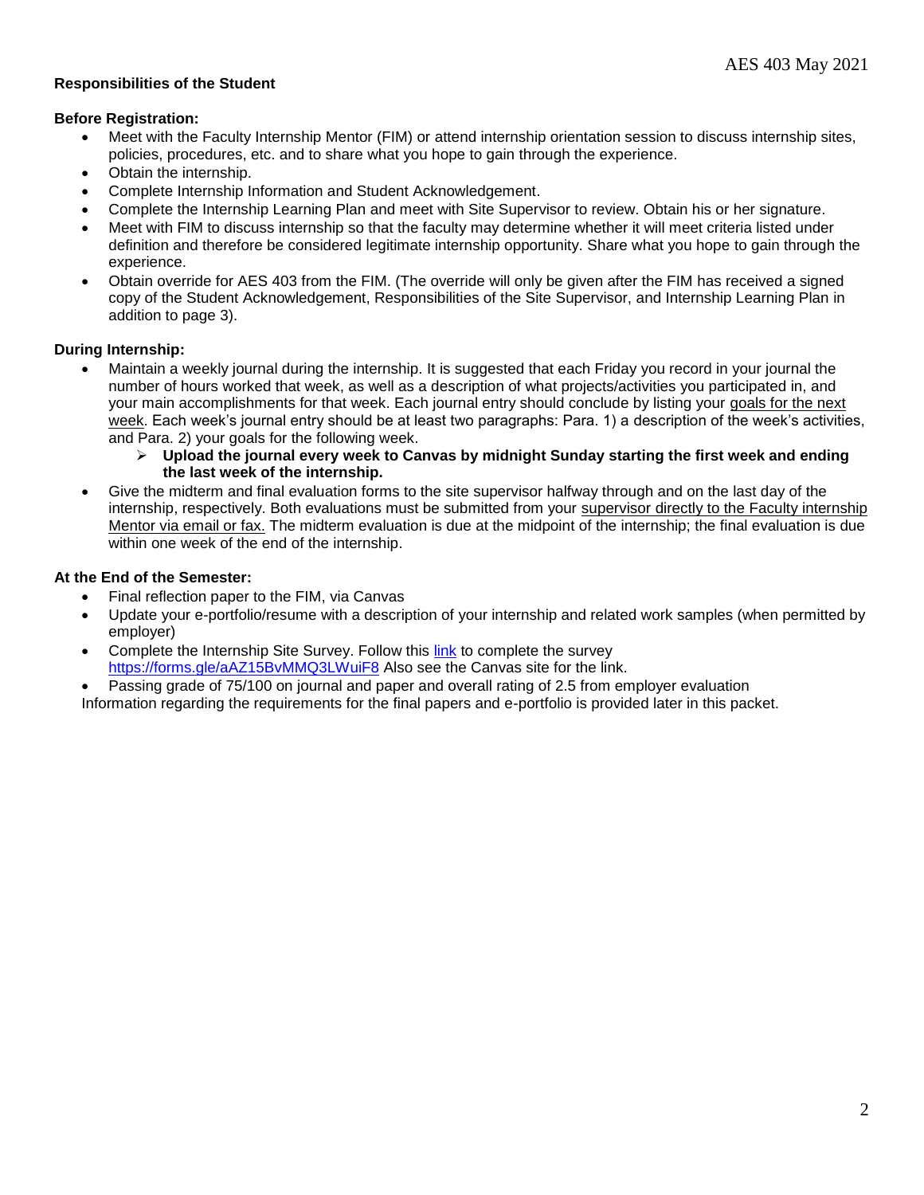**Responsibilities of the Student**

**Before Registration:**

- Meet with the Faculty Internship Mentor (FIM) or attend internship orientation session to discuss internship sites, policies, procedures, etc. and to share what you hope to gain through the experience.
- Obtain the internship.
- Complete Internship Information and Student Acknowledgement.
- Complete the Internship Learning Plan and meet with Site Supervisor to review. Obtain his or her signature.
- Meet with FIM to discuss internship so that the faculty may determine whether it will meet criteria listed under definition and therefore be considered legitimate internship opportunity. Share what you hope to gain through the experience.
- Obtain override for AES 403 from the FIM. (The override will only be given after the FIM has received a signed copy of the Student Acknowledgement, Responsibilities of the Site Supervisor, and Internship Learning Plan in addition to page 3).

**During Internship:**

- Maintain a weekly journal during the internship. It is suggested that each Friday you record in your journal the number of hours worked that week, as well as a description of what projects/activities you participated in, and your main accomplishments for that week. Each journal entry should conclude by listing your goals for the next week. Each week's journal entry should be at least two paragraphs: Para. 1) a description of the week's activities, and Para. 2) your goals for the following week.
  - **Upload the journal every week to Canvas by midnight Sunday starting the first week and ending the last week of the internship.**
- Give the midterm and final evaluation forms to the site supervisor halfway through and on the last day of the internship, respectively. Both evaluations must be submitted from your supervisor directly to the Faculty internship Mentor via email or fax. The midterm evaluation is due at the midpoint of the internship; the final evaluation is due within one week of the end of the internship.

**At the End of the Semester:**

- Final reflection paper to the FIM, via Canvas
- Update your e-portfolio/resume with a description of your internship and related work samples (when permitted by employer)
- Complete the Internship Site Survey. Follow this link to complete the survey https://forms.gle/aAZ15BvMMQ3LWuiF8 Also see the Canvas site for the link.
- Passing grade of 75/100 on journal and paper and overall rating of 2.5 from employer evaluation

Information regarding the requirements for the final papers and e-portfolio is provided later in this packet.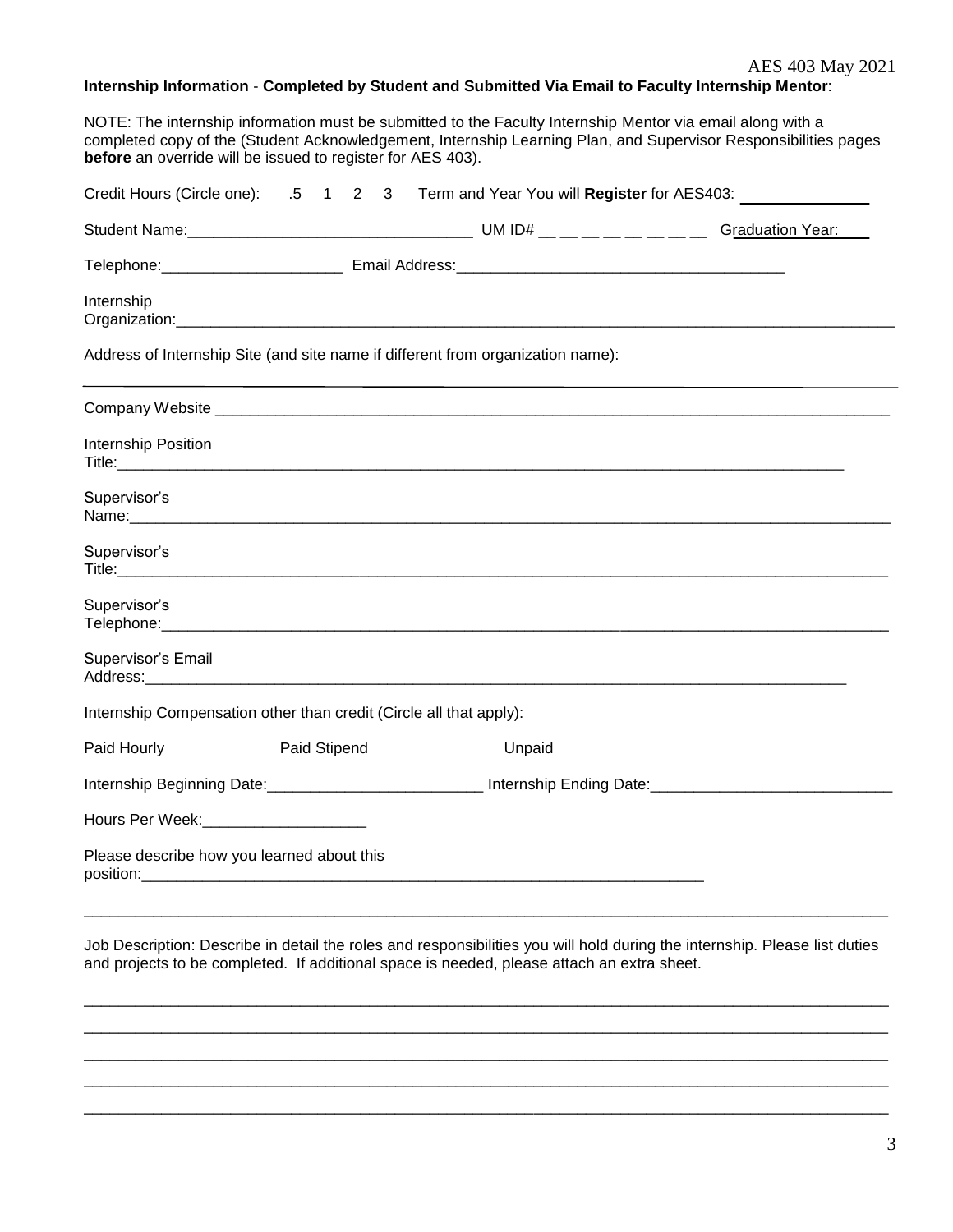**Internship Information** - **Completed by Student and Submitted Via Email to Faculty Internship Mentor**:

NOTE: The internship information must be submitted to the Faculty Internship Mentor via email along with a completed copy of the (Student Acknowledgement, Internship Learning Plan, and Supervisor Responsibilities pages **before** an override will be issued to register for AES 403).

Credit Hours (Circle one): .5 1 2 3 Term and Year You will **Register** for AES403: ______________

Student Name:________________________________ UM ID# __ __ __ __ __ __ __ __ Graduation Year:____

Telephone:_____________________ Email Address:_____________________________________

Internship Organization:_________________________________________________________________________________

Address of Internship Site (and site name if different from organization name):

_____________________________________________________________________________________________

Company Website ____________________________________________________________________________

Internship Position Title:_______________________________________________________________________________

Supervisor's Name:_____________________________________________________________________________________

Supervisor's Title:______________________________________________________________________________________

Supervisor's Telephone:_________________________________________________________________________________

Supervisor's Email Address:_____________________________________________________________________________

Internship Compensation other than credit (Circle all that apply):

Paid Hourly Paid Stipend Unpaid

Internship Beginning Date:________________________ Internship Ending Date:___________________________

Hours Per Week:___________________

Please describe how you learned about this position:_____________________________________________________________________

_____________________________________________________________________________________________

Job Description: Describe in detail the roles and responsibilities you will hold during the internship. Please list duties and projects to be completed. If additional space is needed, please attach an extra sheet.

_____________________________________________________________________________________________

_____________________________________________________________________________________________

_____________________________________________________________________________________________

_____________________________________________________________________________________________

_____________________________________________________________________________________________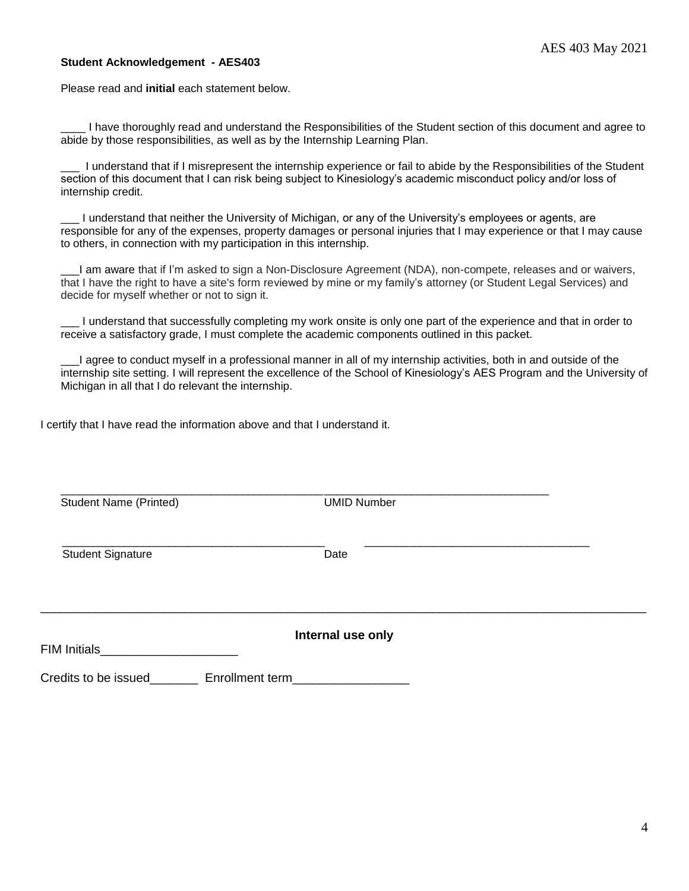**Student Acknowledgement - AES403**

Please read and **initial** each statement below.

____ I have thoroughly read and understand the Responsibilities of the Student section of this document and agree to abide by those responsibilities, as well as by the Internship Learning Plan.

___ I understand that if I misrepresent the internship experience or fail to abide by the Responsibilities of the Student section of this document that I can risk being subject to Kinesiology's academic misconduct policy and/or loss of internship credit.

___ I understand that neither the University of Michigan, or any of the University's employees or agents, are responsible for any of the expenses, property damages or personal injuries that I may experience or that I may cause to others, in connection with my participation in this internship.

___I am aware that if I'm asked to sign a Non-Disclosure Agreement (NDA), non-compete, releases and or waivers, that I have the right to have a site's form reviewed by mine or my family's attorney (or Student Legal Services) and decide for myself whether or not to sign it.

___ I understand that successfully completing my work onsite is only one part of the experience and that in order to receive a satisfactory grade, I must complete the academic components outlined in this packet.

___I agree to conduct myself in a professional manner in all of my internship activities, both in and outside of the internship site setting. I will represent the excellence of the School of Kinesiology's AES Program and the University of Michigan in all that I do relevant the internship.

I certify that I have read the information above and that I understand it.

___________________________________________ ___________________________________

Student Name (Printed) UMID Number

___________________________________________ ___________________________________

Student Signature Date

---

**Internal use only**

FIM Initials____________________

Credits to be issued_______ Enrollment term_________________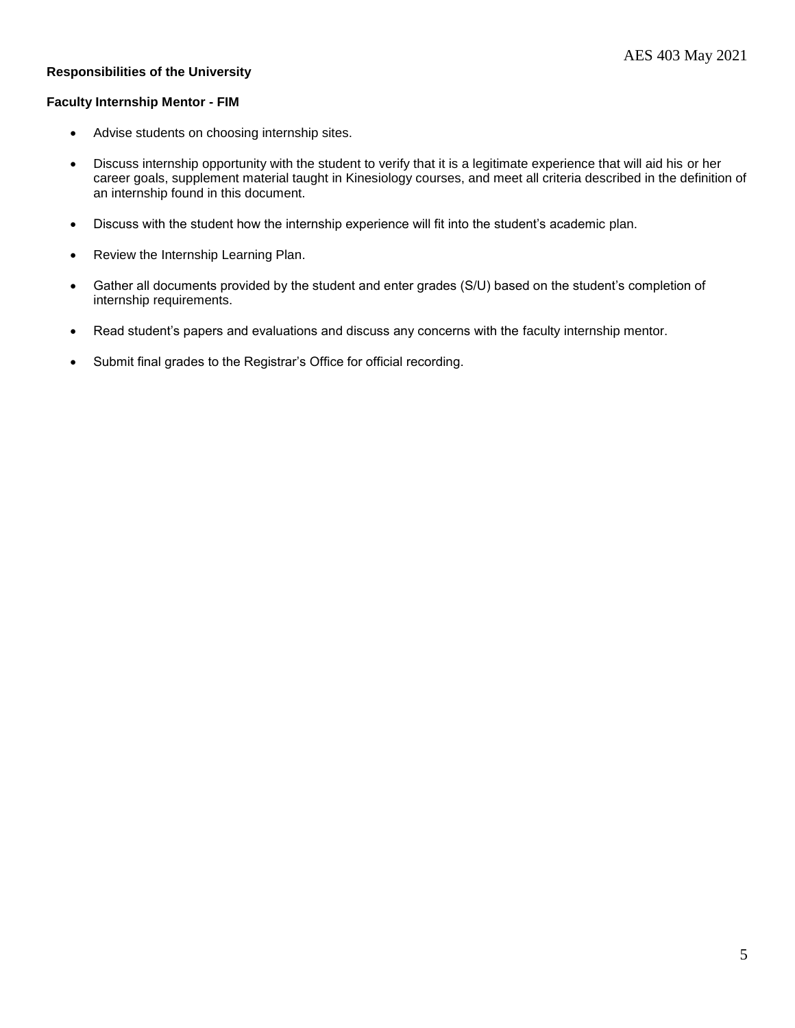**Responsibilities of the University**

**Faculty Internship Mentor - FIM**

- Advise students on choosing internship sites.
- Discuss internship opportunity with the student to verify that it is a legitimate experience that will aid his or her career goals, supplement material taught in Kinesiology courses, and meet all criteria described in the definition of an internship found in this document.
- Discuss with the student how the internship experience will fit into the student's academic plan.
- Review the Internship Learning Plan.
- Gather all documents provided by the student and enter grades (S/U) based on the student's completion of internship requirements.
- Read student's papers and evaluations and discuss any concerns with the faculty internship mentor.
- Submit final grades to the Registrar's Office for official recording.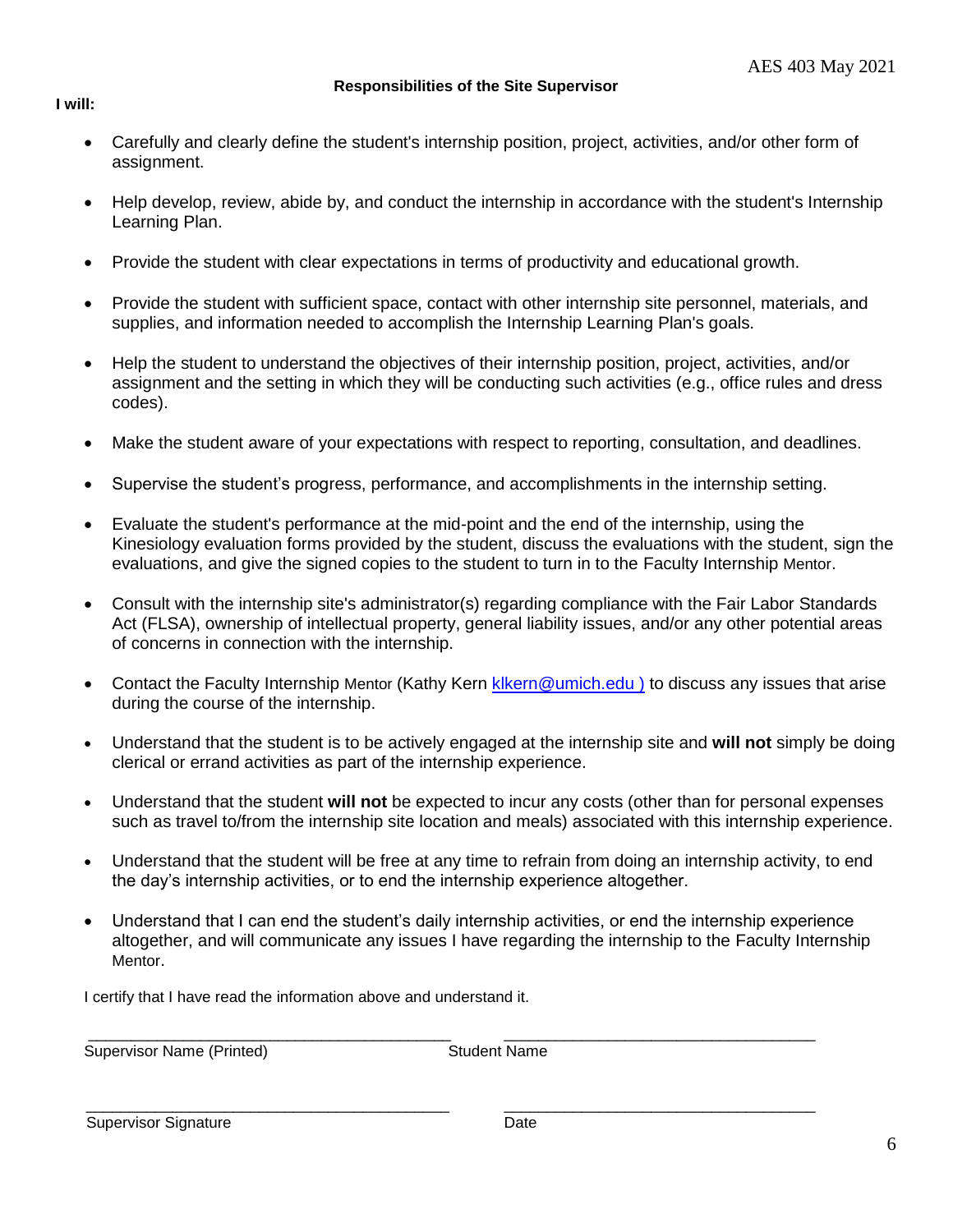### Responsibilities of the Site Supervisor

**I will:**

- Carefully and clearly define the student's internship position, project, activities, and/or other form of assignment.
- Help develop, review, abide by, and conduct the internship in accordance with the student's Internship Learning Plan.
- Provide the student with clear expectations in terms of productivity and educational growth.
- Provide the student with sufficient space, contact with other internship site personnel, materials, and supplies, and information needed to accomplish the Internship Learning Plan's goals.
- Help the student to understand the objectives of their internship position, project, activities, and/or assignment and the setting in which they will be conducting such activities (e.g., office rules and dress codes).
- Make the student aware of your expectations with respect to reporting, consultation, and deadlines.
- Supervise the student's progress, performance, and accomplishments in the internship setting.
- Evaluate the student's performance at the mid-point and the end of the internship, using the Kinesiology evaluation forms provided by the student, discuss the evaluations with the student, sign the evaluations, and give the signed copies to the student to turn in to the Faculty Internship Mentor.
- Consult with the internship site's administrator(s) regarding compliance with the Fair Labor Standards Act (FLSA), ownership of intellectual property, general liability issues, and/or any other potential areas of concerns in connection with the internship.
- Contact the Faculty Internship Mentor (Kathy Kern [klkern@umich.edu )](mailto:klkern@umich.edu) to discuss any issues that arise during the course of the internship.
- Understand that the student is to be actively engaged at the internship site and **will not** simply be doing clerical or errand activities as part of the internship experience.
- Understand that the student **will not** be expected to incur any costs (other than for personal expenses such as travel to/from the internship site location and meals) associated with this internship experience.
- Understand that the student will be free at any time to refrain from doing an internship activity, to end the day's internship activities, or to end the internship experience altogether.
- Understand that I can end the student's daily internship activities, or end the internship experience altogether, and will communicate any issues I have regarding the internship to the Faculty Internship Mentor.

I certify that I have read the information above and understand it.

\_\_\_\_\_\_\_\_\_\_\_\_\_\_\_\_\_\_\_\_\_\_\_\_\_\_\_\_\_\_\_\_\_\_\_\_\_\_\_\_\_\_ \_\_\_\_\_\_\_\_\_\_\_\_\_\_\_\_\_\_\_\_\_\_\_\_\_\_\_\_\_\_\_\_\_\_\_\_

Supervisor Name (Printed) Student Name

\_\_\_\_\_\_\_\_\_\_\_\_\_\_\_\_\_\_\_\_\_\_\_\_\_\_\_\_\_\_\_\_\_\_\_\_\_\_\_\_\_\_ \_\_\_\_\_\_\_\_\_\_\_\_\_\_\_\_\_\_\_\_\_\_\_\_\_\_\_\_\_\_\_\_\_\_\_\_

Supervisor Signature Date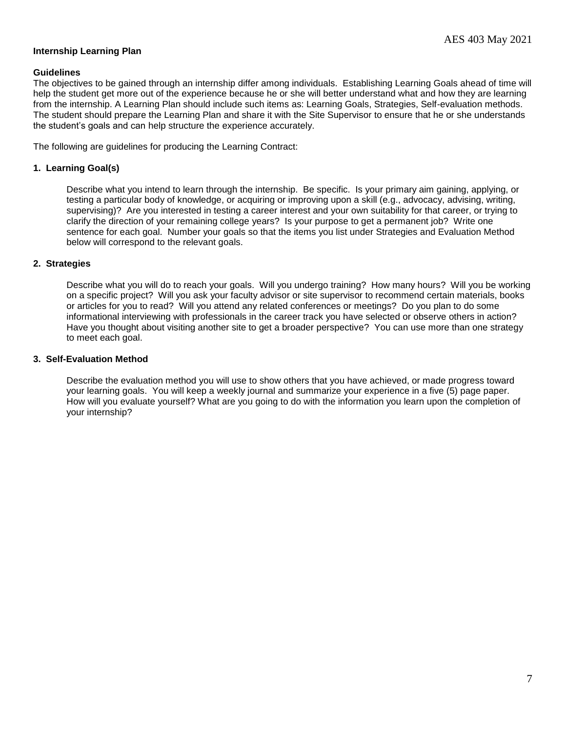**Internship Learning Plan**

**Guidelines**

The objectives to be gained through an internship differ among individuals. Establishing Learning Goals ahead of time will help the student get more out of the experience because he or she will better understand what and how they are learning from the internship. A Learning Plan should include such items as: Learning Goals, Strategies, Self-evaluation methods. The student should prepare the Learning Plan and share it with the Site Supervisor to ensure that he or she understands the student's goals and can help structure the experience accurately.

The following are guidelines for producing the Learning Contract:

**1. Learning Goal(s)**

Describe what you intend to learn through the internship. Be specific. Is your primary aim gaining, applying, or testing a particular body of knowledge, or acquiring or improving upon a skill (e.g., advocacy, advising, writing, supervising)? Are you interested in testing a career interest and your own suitability for that career, or trying to clarify the direction of your remaining college years? Is your purpose to get a permanent job? Write one sentence for each goal. Number your goals so that the items you list under Strategies and Evaluation Method below will correspond to the relevant goals.

**2. Strategies**

Describe what you will do to reach your goals. Will you undergo training? How many hours? Will you be working on a specific project? Will you ask your faculty advisor or site supervisor to recommend certain materials, books or articles for you to read? Will you attend any related conferences or meetings? Do you plan to do some informational interviewing with professionals in the career track you have selected or observe others in action? Have you thought about visiting another site to get a broader perspective? You can use more than one strategy to meet each goal.

**3. Self-Evaluation Method**

Describe the evaluation method you will use to show others that you have achieved, or made progress toward your learning goals. You will keep a weekly journal and summarize your experience in a five (5) page paper. How will you evaluate yourself? What are you going to do with the information you learn upon the completion of your internship?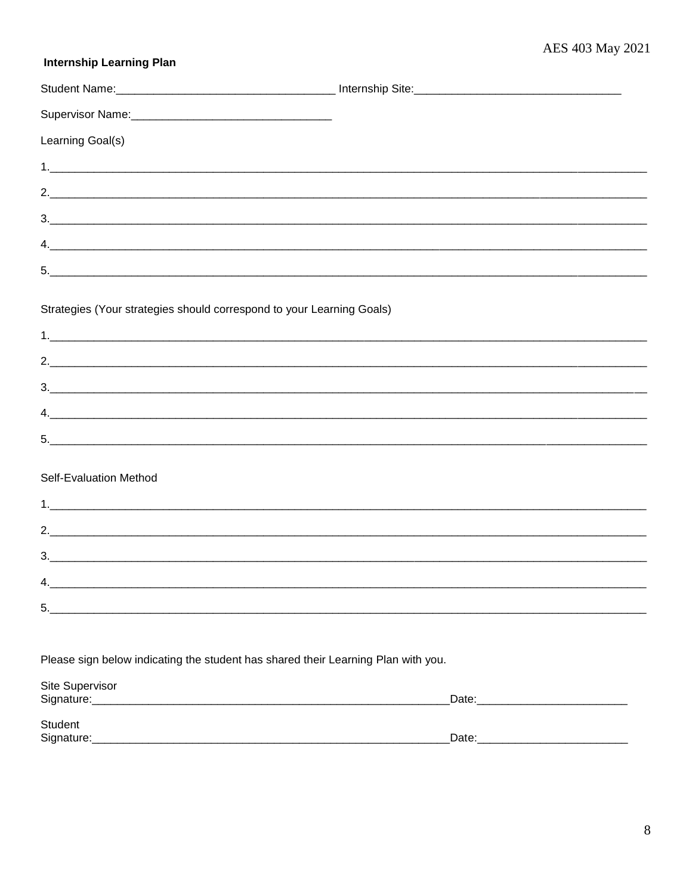**Internship Learning Plan**

Student Name:___________________________________ Internship Site:________________________________

Supervisor Name:_______________________________

Learning Goal(s)

1.______________________________________________________________________________________

2.______________________________________________________________________________________

3.______________________________________________________________________________________

4.______________________________________________________________________________________

5.______________________________________________________________________________________

Strategies (Your strategies should correspond to your Learning Goals)

1.______________________________________________________________________________________

2.______________________________________________________________________________________

3.______________________________________________________________________________________

4.______________________________________________________________________________________

5.______________________________________________________________________________________

Self-Evaluation Method

1.______________________________________________________________________________________

2.______________________________________________________________________________________

3.______________________________________________________________________________________

4.______________________________________________________________________________________

5.______________________________________________________________________________________

Please sign below indicating the student has shared their Learning Plan with you.

Site Supervisor
Signature:_________________________________________________________Date:_______________________

Student
Signature:_________________________________________________________Date:_______________________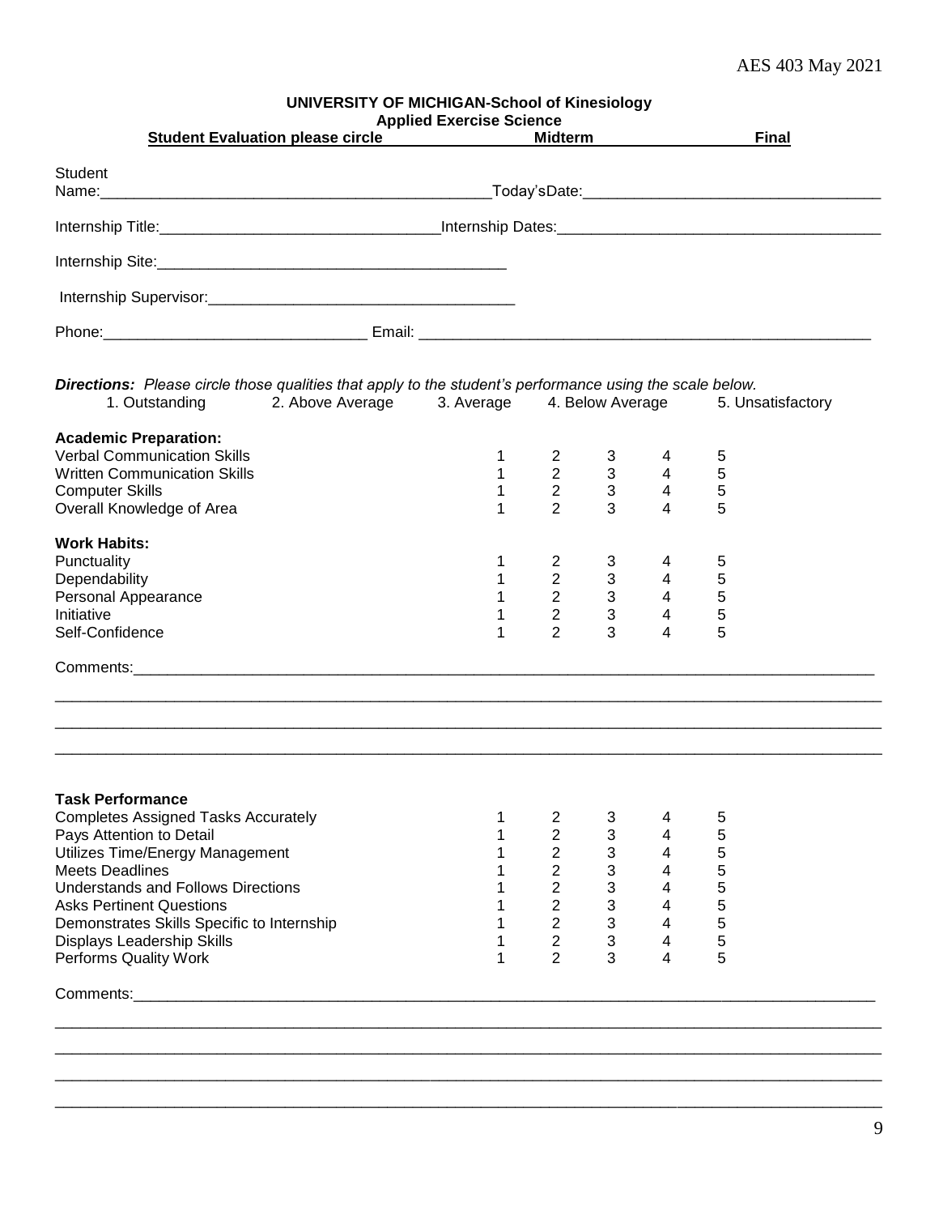AES 403 May 2021

**UNIVERSITY OF MICHIGAN-School of Kinesiology**
**Applied Exercise Science**

**Student Evaluation please circle** **Midterm** **Final**

Student Name:_______________________________________________Today'sDate:__________________________________

Internship Title:________________________________Internship Dates:____________________________________

Internship Site:__________________________________________

Internship Supervisor:___________________________________

Phone:______________________________ Email: ______________________________________________________

***Directions:*** *Please circle those qualities that apply to the student's performance using the scale below.*

1. Outstanding 2. Above Average 3. Average 4. Below Average 5. Unsatisfactory

| **Academic Preparation:** | | | | | |
|---|---|---|---|---|---|
| Verbal Communication Skills | 1 | 2 | 3 | 4 | 5 |
| Written Communication Skills | 1 | 2 | 3 | 4 | 5 |
| Computer Skills | 1 | 2 | 3 | 4 | 5 |
| Overall Knowledge of Area | 1 | 2 | 3 | 4 | 5 |

| **Work Habits:** | | | | | |
|---|---|---|---|---|---|
| Punctuality | 1 | 2 | 3 | 4 | 5 |
| Dependability | 1 | 2 | 3 | 4 | 5 |
| Personal Appearance | 1 | 2 | 3 | 4 | 5 |
| Initiative | 1 | 2 | 3 | 4 | 5 |
| Self-Confidence | 1 | 2 | 3 | 4 | 5 |

Comments:_____________________________________________________________________________________

_______________________________________________________________________________________________

_______________________________________________________________________________________________

_______________________________________________________________________________________________

| **Task Performance** | | | | | |
|---|---|---|---|---|---|
| Completes Assigned Tasks Accurately | 1 | 2 | 3 | 4 | 5 |
| Pays Attention to Detail | 1 | 2 | 3 | 4 | 5 |
| Utilizes Time/Energy Management | 1 | 2 | 3 | 4 | 5 |
| Meets Deadlines | 1 | 2 | 3 | 4 | 5 |
| Understands and Follows Directions | 1 | 2 | 3 | 4 | 5 |
| Asks Pertinent Questions | 1 | 2 | 3 | 4 | 5 |
| Demonstrates Skills Specific to Internship | 1 | 2 | 3 | 4 | 5 |
| Displays Leadership Skills | 1 | 2 | 3 | 4 | 5 |
| Performs Quality Work | 1 | 2 | 3 | 4 | 5 |

Comments:_____________________________________________________________________________________

_______________________________________________________________________________________________

_______________________________________________________________________________________________

_______________________________________________________________________________________________

_______________________________________________________________________________________________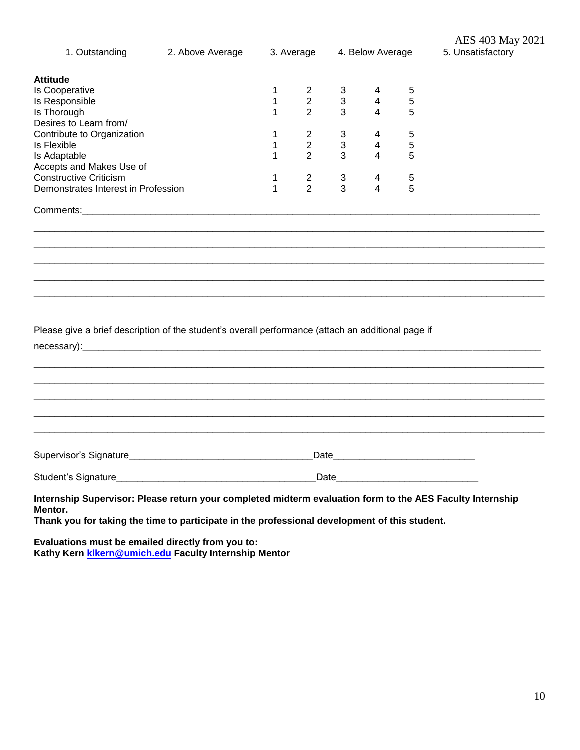AES 403 May 2021

| 1. Outstanding | 2. Above Average | 3. Average | 4. Below Average | 5. Unsatisfactory |
|---|---|---|---|---|

| **Attitude** | | | | | |
|---|---|---|---|---|---|
| Is Cooperative | 1 | 2 | 3 | 4 | 5 |
| Is Responsible | 1 | 2 | 3 | 4 | 5 |
| Is Thorough | 1 | 2 | 3 | 4 | 5 |
| Desires to Learn from/ Contribute to Organization | 1 | 2 | 3 | 4 | 5 |
| Is Flexible | 1 | 2 | 3 | 4 | 5 |
| Is Adaptable | 1 | 2 | 3 | 4 | 5 |
| Accepts and Makes Use of Constructive Criticism | 1 | 2 | 3 | 4 | 5 |
| Demonstrates Interest in Profession | 1 | 2 | 3 | 4 | 5 |

Comments:______________________________________________________________________________

______________________________________________________________________________________

______________________________________________________________________________________

______________________________________________________________________________________

______________________________________________________________________________________

______________________________________________________________________________________

Please give a brief description of the student's overall performance (attach an additional page if necessary):______________________________________________________________________________

______________________________________________________________________________________

______________________________________________________________________________________

______________________________________________________________________________________

______________________________________________________________________________________

______________________________________________________________________________________

Supervisor's Signature______________________________Date______________________

Student's Signature_________________________________Date______________________

**Internship Supervisor: Please return your completed midterm evaluation form to the AES Faculty Internship Mentor.**
**Thank you for taking the time to participate in the professional development of this student.**

**Evaluations must be emailed directly from you to:**
**Kathy Kern [klkern@umich.edu](mailto:klkern@umich.edu) Faculty Internship Mentor**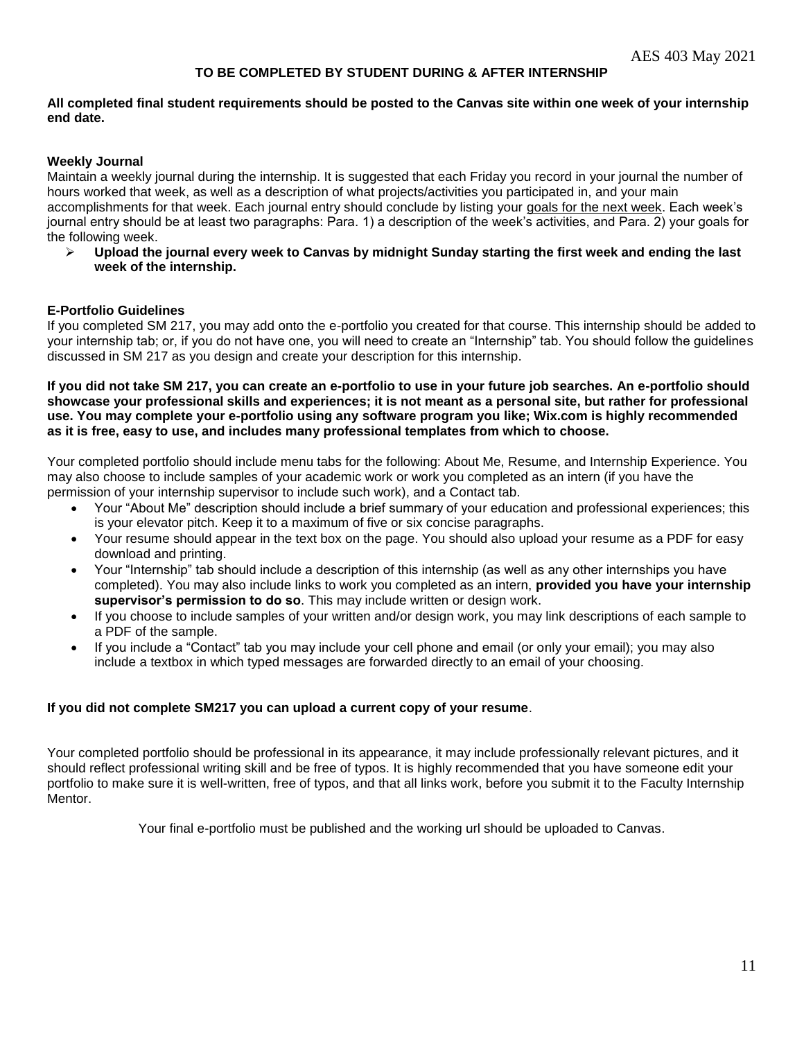## TO BE COMPLETED BY STUDENT DURING & AFTER INTERNSHIP

**All completed final student requirements should be posted to the Canvas site within one week of your internship end date.**

### Weekly Journal

Maintain a weekly journal during the internship. It is suggested that each Friday you record in your journal the number of hours worked that week, as well as a description of what projects/activities you participated in, and your main accomplishments for that week. Each journal entry should conclude by listing your goals for the next week. Each week's journal entry should be at least two paragraphs: Para. 1) a description of the week's activities, and Para. 2) your goals for the following week.

- **Upload the journal every week to Canvas by midnight Sunday starting the first week and ending the last week of the internship.**

### E-Portfolio Guidelines

If you completed SM 217, you may add onto the e-portfolio you created for that course. This internship should be added to your internship tab; or, if you do not have one, you will need to create an "Internship" tab. You should follow the guidelines discussed in SM 217 as you design and create your description for this internship.

**If you did not take SM 217, you can create an e-portfolio to use in your future job searches. An e-portfolio should showcase your professional skills and experiences; it is not meant as a personal site, but rather for professional use. You may complete your e-portfolio using any software program you like; Wix.com is highly recommended as it is free, easy to use, and includes many professional templates from which to choose.**

Your completed portfolio should include menu tabs for the following: About Me, Resume, and Internship Experience. You may also choose to include samples of your academic work or work you completed as an intern (if you have the permission of your internship supervisor to include such work), and a Contact tab.

- Your "About Me" description should include a brief summary of your education and professional experiences; this is your elevator pitch. Keep it to a maximum of five or six concise paragraphs.
- Your resume should appear in the text box on the page. You should also upload your resume as a PDF for easy download and printing.
- Your "Internship" tab should include a description of this internship (as well as any other internships you have completed). You may also include links to work you completed as an intern, **provided you have your internship supervisor's permission to do so**. This may include written or design work.
- If you choose to include samples of your written and/or design work, you may link descriptions of each sample to a PDF of the sample.
- If you include a "Contact" tab you may include your cell phone and email (or only your email); you may also include a textbox in which typed messages are forwarded directly to an email of your choosing.

**If you did not complete SM217 you can upload a current copy of your resume**.

Your completed portfolio should be professional in its appearance, it may include professionally relevant pictures, and it should reflect professional writing skill and be free of typos. It is highly recommended that you have someone edit your portfolio to make sure it is well-written, free of typos, and that all links work, before you submit it to the Faculty Internship Mentor.

Your final e-portfolio must be published and the working url should be uploaded to Canvas.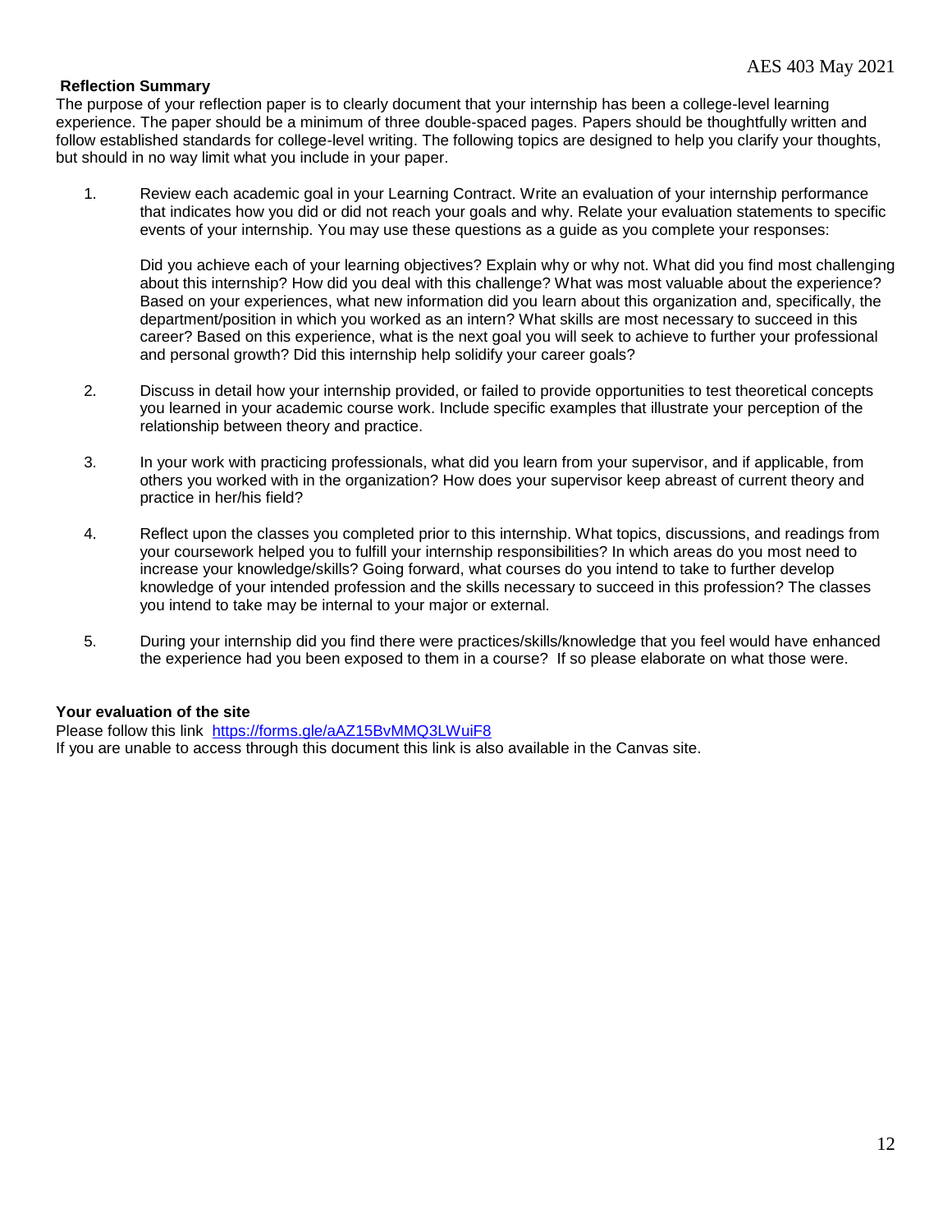**Reflection Summary**

The purpose of your reflection paper is to clearly document that your internship has been a college-level learning experience. The paper should be a minimum of three double-spaced pages. Papers should be thoughtfully written and follow established standards for college-level writing. The following topics are designed to help you clarify your thoughts, but should in no way limit what you include in your paper.

1. Review each academic goal in your Learning Contract. Write an evaluation of your internship performance that indicates how you did or did not reach your goals and why. Relate your evaluation statements to specific events of your internship. You may use these questions as a guide as you complete your responses:

   Did you achieve each of your learning objectives? Explain why or why not. What did you find most challenging about this internship? How did you deal with this challenge? What was most valuable about the experience? Based on your experiences, what new information did you learn about this organization and, specifically, the department/position in which you worked as an intern? What skills are most necessary to succeed in this career? Based on this experience, what is the next goal you will seek to achieve to further your professional and personal growth? Did this internship help solidify your career goals?

2. Discuss in detail how your internship provided, or failed to provide opportunities to test theoretical concepts you learned in your academic course work. Include specific examples that illustrate your perception of the relationship between theory and practice.

3. In your work with practicing professionals, what did you learn from your supervisor, and if applicable, from others you worked with in the organization? How does your supervisor keep abreast of current theory and practice in her/his field?

4. Reflect upon the classes you completed prior to this internship. What topics, discussions, and readings from your coursework helped you to fulfill your internship responsibilities? In which areas do you most need to increase your knowledge/skills? Going forward, what courses do you intend to take to further develop knowledge of your intended profession and the skills necessary to succeed in this profession? The classes you intend to take may be internal to your major or external.

5. During your internship did you find there were practices/skills/knowledge that you feel would have enhanced the experience had you been exposed to them in a course? If so please elaborate on what those were.

**Your evaluation of the site**

Please follow this link [https://forms.gle/aAZ15BvMMQ3LWuiF8](https://forms.gle/aAZ15BvMMQ3LWuiF8)
If you are unable to access through this document this link is also available in the Canvas site.